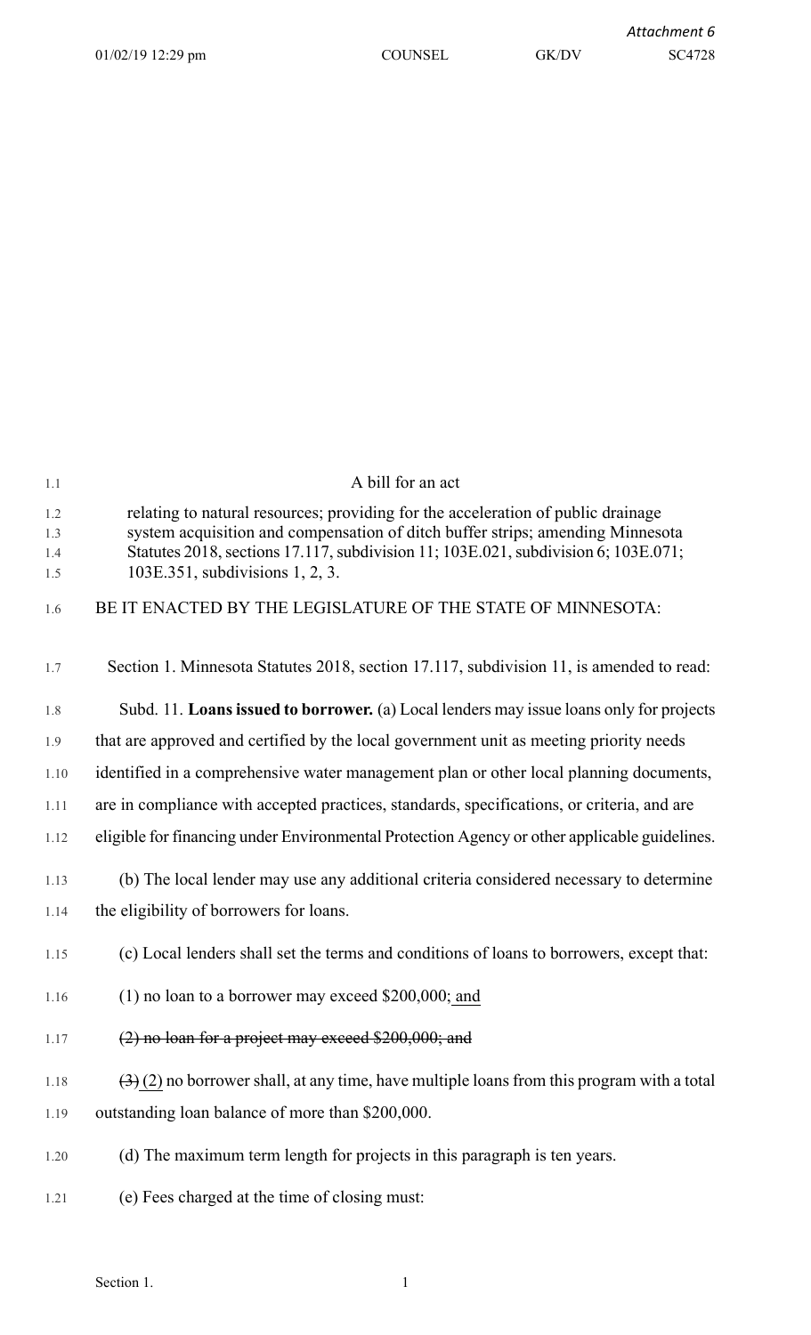A bill for an act

relating to natural resources; providing for the acceleration of public drainage system acquisition and compensation of ditch buffer strips; amending Minnesota Statutes 2018, sections 17.117, subdivision 11; 103E.021, subdivision 6; 103E.071; 103E.351, subdivisions 1, 2, 3.

BE IT ENACTED BY THE LEGISLATURE OF THE STATE OF MINNESOTA:

Section 1. Minnesota Statutes 2018, section 17.117, subdivision 11, is amended to read:

Subd. 11. **Loans issued to borrower.** (a) Local lenders may issue loans only for projects that are approved and certified by the local government unit as meeting priority needs identified in a comprehensive water management plan or other local planning documents, are in compliance with accepted practices, standards, specifications, or criteria, and are eligible for financing under Environmental Protection Agency or other applicable guidelines.

(b) The local lender may use any additional criteria considered necessary to determine the eligibility of borrowers for loans.

(c) Local lenders shall set the terms and conditions of loans to borrowers, except that:

(1) no loan to a borrower may exceed $200,000; <u>and</u>

~~(2) no loan for a project may exceed $200,000; and~~

~~(3)~~ <u>(2)</u> no borrower shall, at any time, have multiple loans from this program with a total outstanding loan balance of more than $200,000.

(d) The maximum term length for projects in this paragraph is ten years.

(e) Fees charged at the time of closing must: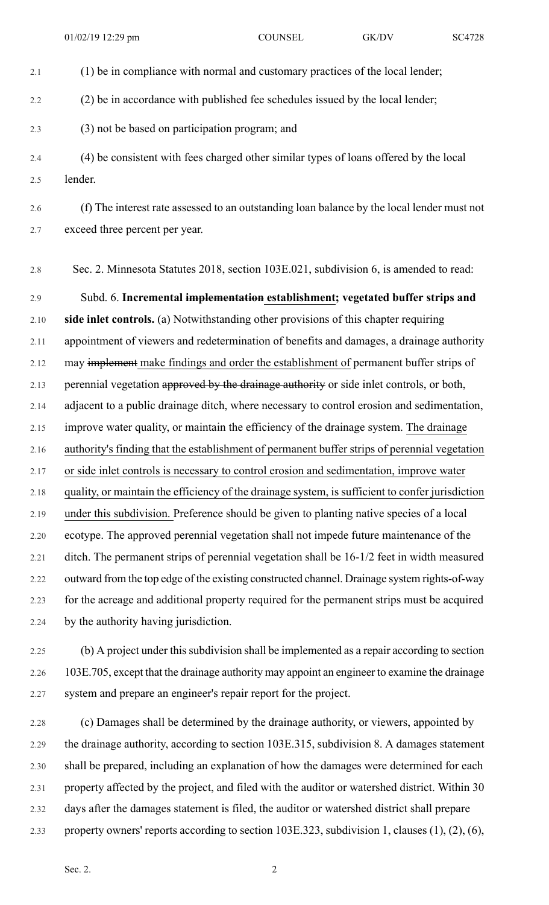(1) be in compliance with normal and customary practices of the local lender;

(2) be in accordance with published fee schedules issued by the local lender;

(3) not be based on participation program; and

(4) be consistent with fees charged other similar types of loans offered by the local lender.

(f) The interest rate assessed to an outstanding loan balance by the local lender must not exceed three percent per year.

Sec. 2. Minnesota Statutes 2018, section 103E.021, subdivision 6, is amended to read:

Subd. 6. **Incremental ~~implementation~~ establishment; vegetated buffer strips and side inlet controls.** (a) Notwithstanding other provisions of this chapter requiring appointment of viewers and redetermination of benefits and damages, a drainage authority may ~~implement~~ make findings and order the establishment of permanent buffer strips of perennial vegetation ~~approved by the drainage authority~~ or side inlet controls, or both, adjacent to a public drainage ditch, where necessary to control erosion and sedimentation, improve water quality, or maintain the efficiency of the drainage system. The drainage authority's finding that the establishment of permanent buffer strips of perennial vegetation or side inlet controls is necessary to control erosion and sedimentation, improve water quality, or maintain the efficiency of the drainage system, is sufficient to confer jurisdiction under this subdivision. Preference should be given to planting native species of a local ecotype. The approved perennial vegetation shall not impede future maintenance of the ditch. The permanent strips of perennial vegetation shall be 16-1/2 feet in width measured outward from the top edge of the existing constructed channel. Drainage system rights-of-way for the acreage and additional property required for the permanent strips must be acquired by the authority having jurisdiction.

(b) A project under this subdivision shall be implemented as a repair according to section 103E.705, except that the drainage authority may appoint an engineer to examine the drainage system and prepare an engineer's repair report for the project.

(c) Damages shall be determined by the drainage authority, or viewers, appointed by the drainage authority, according to section 103E.315, subdivision 8. A damages statement shall be prepared, including an explanation of how the damages were determined for each property affected by the project, and filed with the auditor or watershed district. Within 30 days after the damages statement is filed, the auditor or watershed district shall prepare property owners' reports according to section 103E.323, subdivision 1, clauses (1), (2), (6),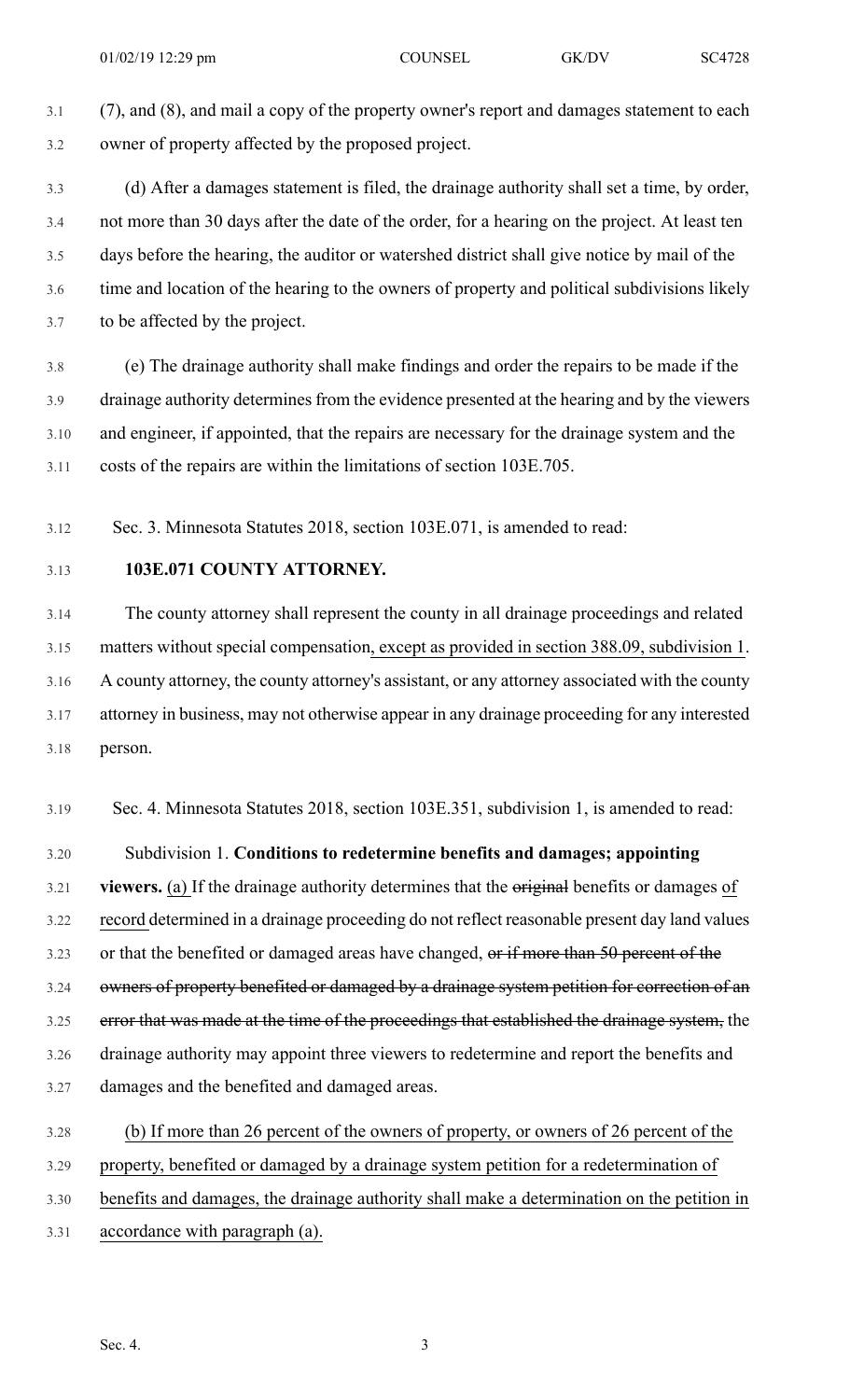(7), and (8), and mail a copy of the property owner's report and damages statement to each owner of property affected by the proposed project.

(d) After a damages statement is filed, the drainage authority shall set a time, by order, not more than 30 days after the date of the order, for a hearing on the project. At least ten days before the hearing, the auditor or watershed district shall give notice by mail of the time and location of the hearing to the owners of property and political subdivisions likely to be affected by the project.

(e) The drainage authority shall make findings and order the repairs to be made if the drainage authority determines from the evidence presented at the hearing and by the viewers and engineer, if appointed, that the repairs are necessary for the drainage system and the costs of the repairs are within the limitations of section 103E.705.

Sec. 3. Minnesota Statutes 2018, section 103E.071, is amended to read:

**103E.071 COUNTY ATTORNEY.**

The county attorney shall represent the county in all drainage proceedings and related matters without special compensation, except as provided in section 388.09, subdivision 1. A county attorney, the county attorney's assistant, or any attorney associated with the county attorney in business, may not otherwise appear in any drainage proceeding for any interested person.

Sec. 4. Minnesota Statutes 2018, section 103E.351, subdivision 1, is amended to read:

Subdivision 1. **Conditions to redetermine benefits and damages; appointing viewers.** (a) If the drainage authority determines that the ~~original~~ benefits or damages of record determined in a drainage proceeding do not reflect reasonable present day land values or that the benefited or damaged areas have changed, ~~or if more than 50 percent of the owners of property benefited or damaged by a drainage system petition for correction of an error that was made at the time of the proceedings that established the drainage system,~~ the drainage authority may appoint three viewers to redetermine and report the benefits and damages and the benefited and damaged areas.

(b) If more than 26 percent of the owners of property, or owners of 26 percent of the property, benefited or damaged by a drainage system petition for a redetermination of benefits and damages, the drainage authority shall make a determination on the petition in accordance with paragraph (a).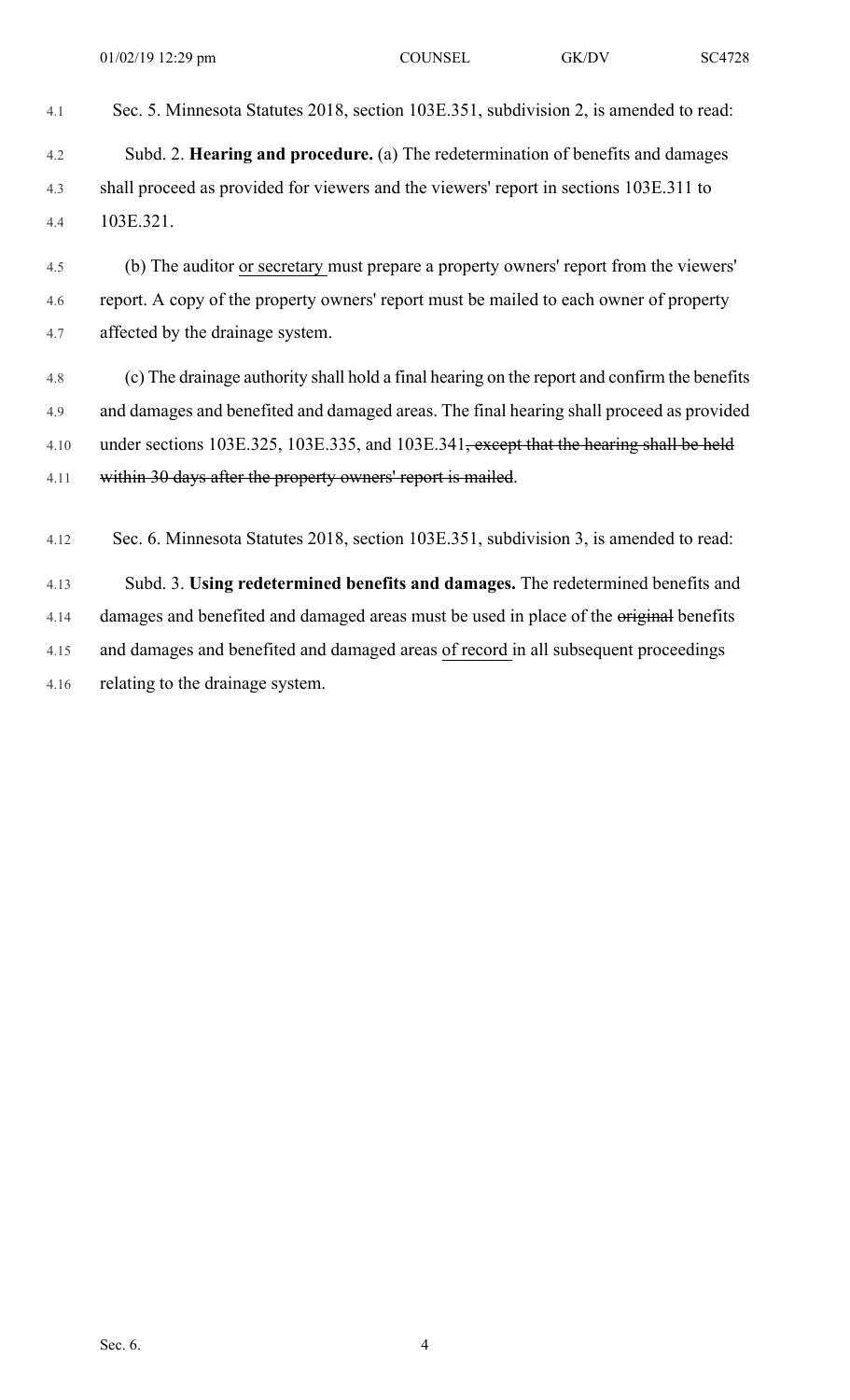Sec. 5. Minnesota Statutes 2018, section 103E.351, subdivision 2, is amended to read:

Subd. 2. **Hearing and procedure.** (a) The redetermination of benefits and damages shall proceed as provided for viewers and the viewers' report in sections 103E.311 to 103E.321.

(b) The auditor <u>or secretary</u> must prepare a property owners' report from the viewers' report. A copy of the property owners' report must be mailed to each owner of property affected by the drainage system.

(c) The drainage authority shall hold a final hearing on the report and confirm the benefits and damages and benefited and damaged areas. The final hearing shall proceed as provided under sections 103E.325, 103E.335, and 103E.341~~, except that the hearing shall be held within 30 days after the property owners' report is mailed~~.

Sec. 6. Minnesota Statutes 2018, section 103E.351, subdivision 3, is amended to read:

Subd. 3. **Using redetermined benefits and damages.** The redetermined benefits and damages and benefited and damaged areas must be used in place of the ~~original~~ benefits and damages and benefited and damaged areas <u>of record</u> in all subsequent proceedings relating to the drainage system.